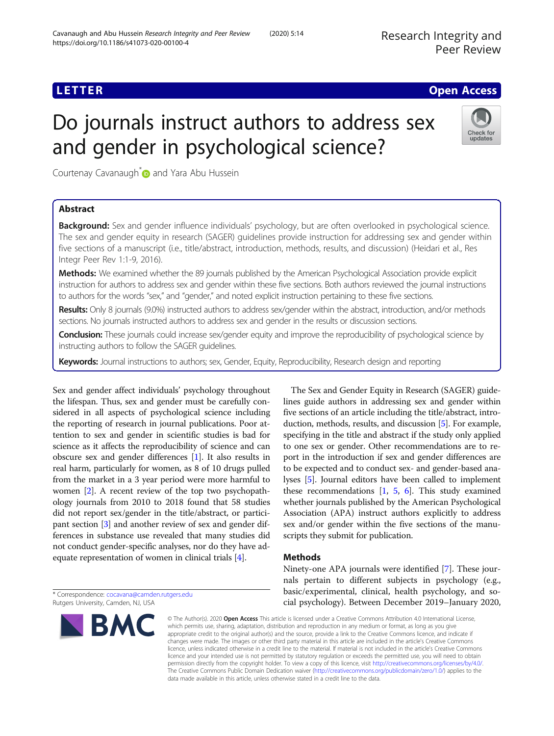LETTER

Open Access

# Do journals instruct authors to address sex and gender in psychological science?

Courtenay Cavanaugh* and Yara Abu Hussein

## Abstract

**Background:** Sex and gender influence individuals' psychology, but are often overlooked in psychological science. The sex and gender equity in research (SAGER) guidelines provide instruction for addressing sex and gender within five sections of a manuscript (i.e., title/abstract, introduction, methods, results, and discussion) (Heidari et al., Res Integr Peer Rev 1:1-9, 2016).

**Methods:** We examined whether the 89 journals published by the American Psychological Association provide explicit instruction for authors to address sex and gender within these five sections. Both authors reviewed the journal instructions to authors for the words "sex," and "gender," and noted explicit instruction pertaining to these five sections.

**Results:** Only 8 journals (9.0%) instructed authors to address sex/gender within the abstract, introduction, and/or methods sections. No journals instructed authors to address sex and gender in the results or discussion sections.

**Conclusion:** These journals could increase sex/gender equity and improve the reproducibility of psychological science by instructing authors to follow the SAGER guidelines.

**Keywords:** Journal instructions to authors; sex, Gender, Equity, Reproducibility, Research design and reporting

Sex and gender affect individuals' psychology throughout the lifespan. Thus, sex and gender must be carefully considered in all aspects of psychological science including the reporting of research in journal publications. Poor attention to sex and gender in scientific studies is bad for science as it affects the reproducibility of science and can obscure sex and gender differences [1]. It also results in real harm, particularly for women, as 8 of 10 drugs pulled from the market in a 3 year period were more harmful to women [2]. A recent review of the top two psychopathology journals from 2010 to 2018 found that 58 studies did not report sex/gender in the title/abstract, or participant section [3] and another review of sex and gender differences in substance use revealed that many studies did not conduct gender-specific analyses, nor do they have adequate representation of women in clinical trials [4].

The Sex and Gender Equity in Research (SAGER) guidelines guide authors in addressing sex and gender within five sections of an article including the title/abstract, introduction, methods, results, and discussion [5]. For example, specifying in the title and abstract if the study only applied to one sex or gender. Other recommendations are to report in the introduction if sex and gender differences are to be expected and to conduct sex- and gender-based analyses [5]. Journal editors have been called to implement these recommendations [1, 5, 6]. This study examined whether journals published by the American Psychological Association (APA) instruct authors explicitly to address sex and/or gender within the five sections of the manuscripts they submit for publication.

## Methods

Ninety-one APA journals were identified [7]. These journals pertain to different subjects in psychology (e.g., basic/experimental, clinical, health psychology, and social psychology). Between December 2019–January 2020,

* Correspondence: cocavana@camden.rutgers.edu
Rutgers University, Camden, NJ, USA

© The Author(s). 2020 **Open Access** This article is licensed under a Creative Commons Attribution 4.0 International License, which permits use, sharing, adaptation, distribution and reproduction in any medium or format, as long as you give appropriate credit to the original author(s) and the source, provide a link to the Creative Commons licence, and indicate if changes were made. The images or other third party material in this article are included in the article's Creative Commons licence, unless indicated otherwise in a credit line to the material. If material is not included in the article's Creative Commons licence and your intended use is not permitted by statutory regulation or exceeds the permitted use, you will need to obtain permission directly from the copyright holder. To view a copy of this licence, visit http://creativecommons.org/licenses/by/4.0/. The Creative Commons Public Domain Dedication waiver (http://creativecommons.org/publicdomain/zero/1.0/) applies to the data made available in this article, unless otherwise stated in a credit line to the data.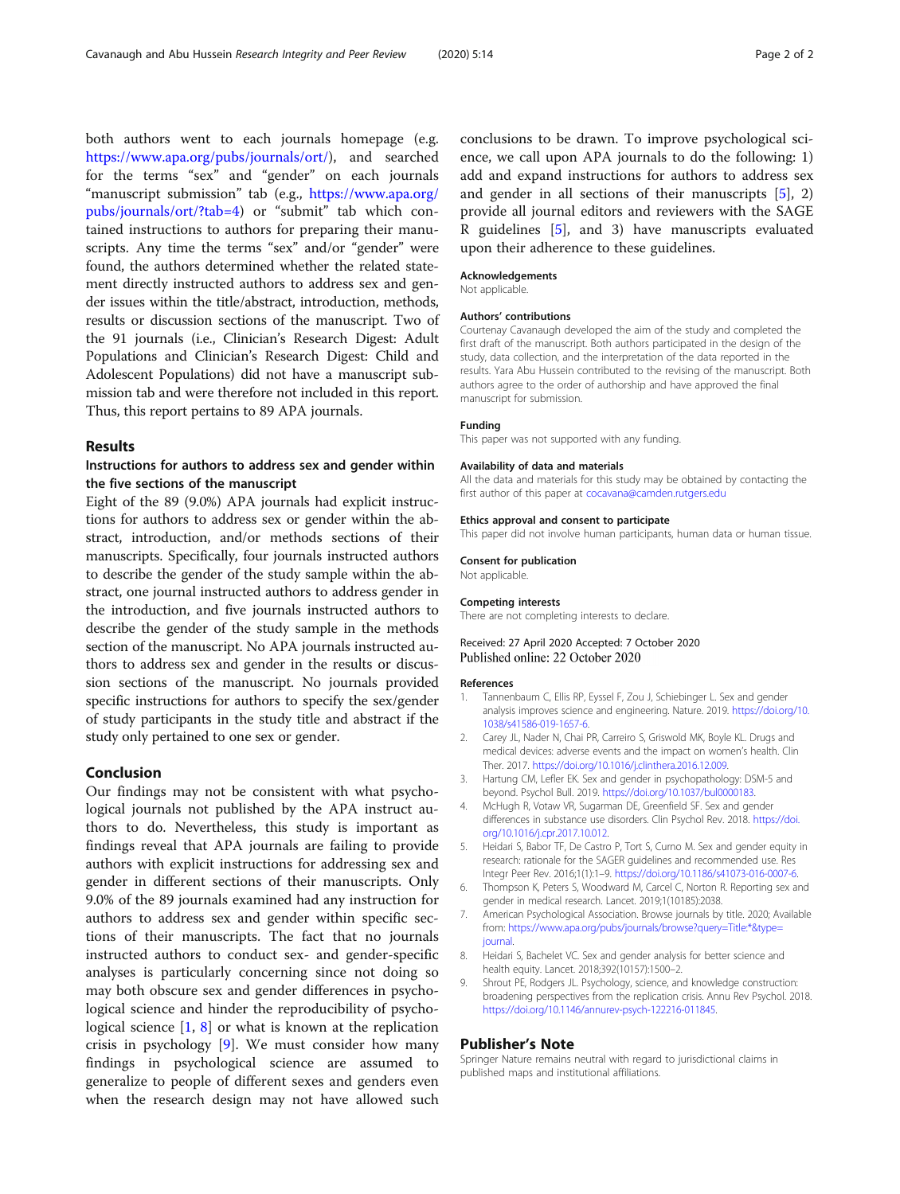both authors went to each journals homepage (e.g. https://www.apa.org/pubs/journals/ort/), and searched for the terms "sex" and "gender" on each journals "manuscript submission" tab (e.g., https://www.apa.org/pubs/journals/ort/?tab=4) or "submit" tab which contained instructions to authors for preparing their manuscripts. Any time the terms "sex" and/or "gender" were found, the authors determined whether the related statement directly instructed authors to address sex and gender issues within the title/abstract, introduction, methods, results or discussion sections of the manuscript. Two of the 91 journals (i.e., Clinician's Research Digest: Adult Populations and Clinician's Research Digest: Child and Adolescent Populations) did not have a manuscript submission tab and were therefore not included in this report. Thus, this report pertains to 89 APA journals.

## Results

### Instructions for authors to address sex and gender within the five sections of the manuscript

Eight of the 89 (9.0%) APA journals had explicit instructions for authors to address sex or gender within the abstract, introduction, and/or methods sections of their manuscripts. Specifically, four journals instructed authors to describe the gender of the study sample within the abstract, one journal instructed authors to address gender in the introduction, and five journals instructed authors to describe the gender of the study sample in the methods section of the manuscript. No APA journals instructed authors to address sex and gender in the results or discussion sections of the manuscript. No journals provided specific instructions for authors to specify the sex/gender of study participants in the study title and abstract if the study only pertained to one sex or gender.

## Conclusion

Our findings may not be consistent with what psychological journals not published by the APA instruct authors to do. Nevertheless, this study is important as findings reveal that APA journals are failing to provide authors with explicit instructions for addressing sex and gender in different sections of their manuscripts. Only 9.0% of the 89 journals examined had any instruction for authors to address sex and gender within specific sections of their manuscripts. The fact that no journals instructed authors to conduct sex- and gender-specific analyses is particularly concerning since not doing so may both obscure sex and gender differences in psychological science and hinder the reproducibility of psychological science [1, 8] or what is known at the replication crisis in psychology [9]. We must consider how many findings in psychological science are assumed to generalize to people of different sexes and genders even when the research design may not have allowed such conclusions to be drawn. To improve psychological science, we call upon APA journals to do the following: 1) add and expand instructions for authors to address sex and gender in all sections of their manuscripts [5], 2) provide all journal editors and reviewers with the SAGE R guidelines [5], and 3) have manuscripts evaluated upon their adherence to these guidelines.

### Acknowledgements

Not applicable.

### Authors' contributions

Courtenay Cavanaugh developed the aim of the study and completed the first draft of the manuscript. Both authors participated in the design of the study, data collection, and the interpretation of the data reported in the results. Yara Abu Hussein contributed to the revising of the manuscript. Both authors agree to the order of authorship and have approved the final manuscript for submission.

### Funding

This paper was not supported with any funding.

### Availability of data and materials

All the data and materials for this study may be obtained by contacting the first author of this paper at cocavana@camden.rutgers.edu

### Ethics approval and consent to participate

This paper did not involve human participants, human data or human tissue.

### Consent for publication

Not applicable.

### Competing interests

There are not completing interests to declare.

Received: 27 April 2020 Accepted: 7 October 2020
Published online: 22 October 2020

### References

1. Tannenbaum C, Ellis RP, Eyssel F, Zou J, Schiebinger L. Sex and gender analysis improves science and engineering. Nature. 2019. https://doi.org/10.1038/s41586-019-1657-6.
2. Carey JL, Nader N, Chai PR, Carreiro S, Griswold MK, Boyle KL. Drugs and medical devices: adverse events and the impact on women's health. Clin Ther. 2017. https://doi.org/10.1016/j.clinthera.2016.12.009.
3. Hartung CM, Lefler EK. Sex and gender in psychopathology: DSM-5 and beyond. Psychol Bull. 2019. https://doi.org/10.1037/bul0000183.
4. McHugh R, Votaw VR, Sugarman DE, Greenfield SF. Sex and gender differences in substance use disorders. Clin Psychol Rev. 2018. https://doi.org/10.1016/j.cpr.2017.10.012.
5. Heidari S, Babor TF, De Castro P, Tort S, Curno M. Sex and gender equity in research: rationale for the SAGER guidelines and recommended use. Res Integr Peer Rev. 2016;1(1):1–9. https://doi.org/10.1186/s41073-016-0007-6.
6. Thompson K, Peters S, Woodward M, Carcel C, Norton R. Reporting sex and gender in medical research. Lancet. 2019;1(10185):2038.
7. American Psychological Association. Browse journals by title. 2020; Available from: https://www.apa.org/pubs/journals/browse?query=Title:*&type=journal.
8. Heidari S, Bachelet VC. Sex and gender analysis for better science and health equity. Lancet. 2018;392(10157):1500–2.
9. Shrout PE, Rodgers JL. Psychology, science, and knowledge construction: broadening perspectives from the replication crisis. Annu Rev Psychol. 2018. https://doi.org/10.1146/annurev-psych-122216-011845.

## Publisher's Note

Springer Nature remains neutral with regard to jurisdictional claims in published maps and institutional affiliations.